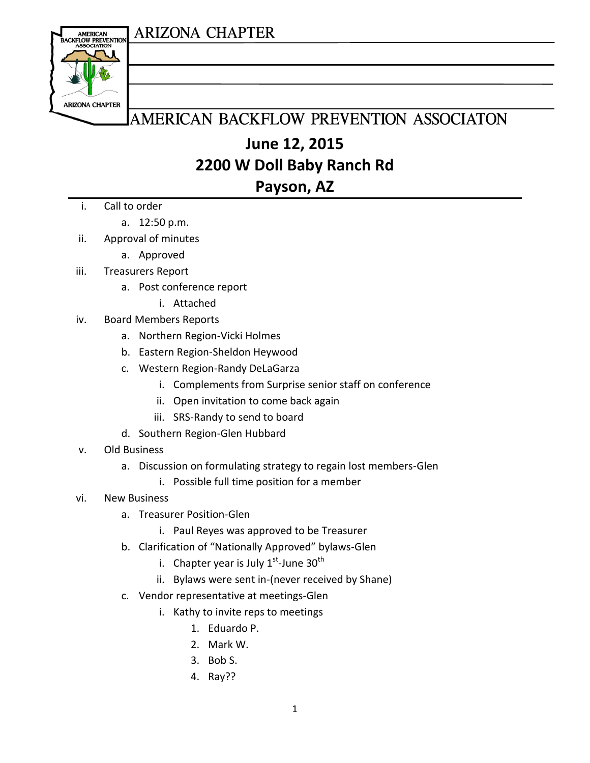ARIZONA CHAPTER

AMERICAN BACKFLOW PREVENTION ASSOCIATON

# June 12, 2015
# 2200 W Doll Baby Ranch Rd
# Payson, AZ

i. Call to order
   a. 12:50 p.m.
ii. Approval of minutes
   a. Approved
iii. Treasurers Report
   a. Post conference report
      i. Attached
iv. Board Members Reports
   a. Northern Region-Vicki Holmes
   b. Eastern Region-Sheldon Heywood
   c. Western Region-Randy DeLaGarza
      i. Complements from Surprise senior staff on conference
      ii. Open invitation to come back again
      iii. SRS-Randy to send to board
   d. Southern Region-Glen Hubbard
v. Old Business
   a. Discussion on formulating strategy to regain lost members-Glen
      i. Possible full time position for a member
vi. New Business
   a. Treasurer Position-Glen
      i. Paul Reyes was approved to be Treasurer
   b. Clarification of "Nationally Approved" bylaws-Glen
      i. Chapter year is July 1st-June 30th
      ii. Bylaws were sent in-(never received by Shane)
   c. Vendor representative at meetings-Glen
      i. Kathy to invite reps to meetings
         1. Eduardo P.
         2. Mark W.
         3. Bob S.
         4. Ray??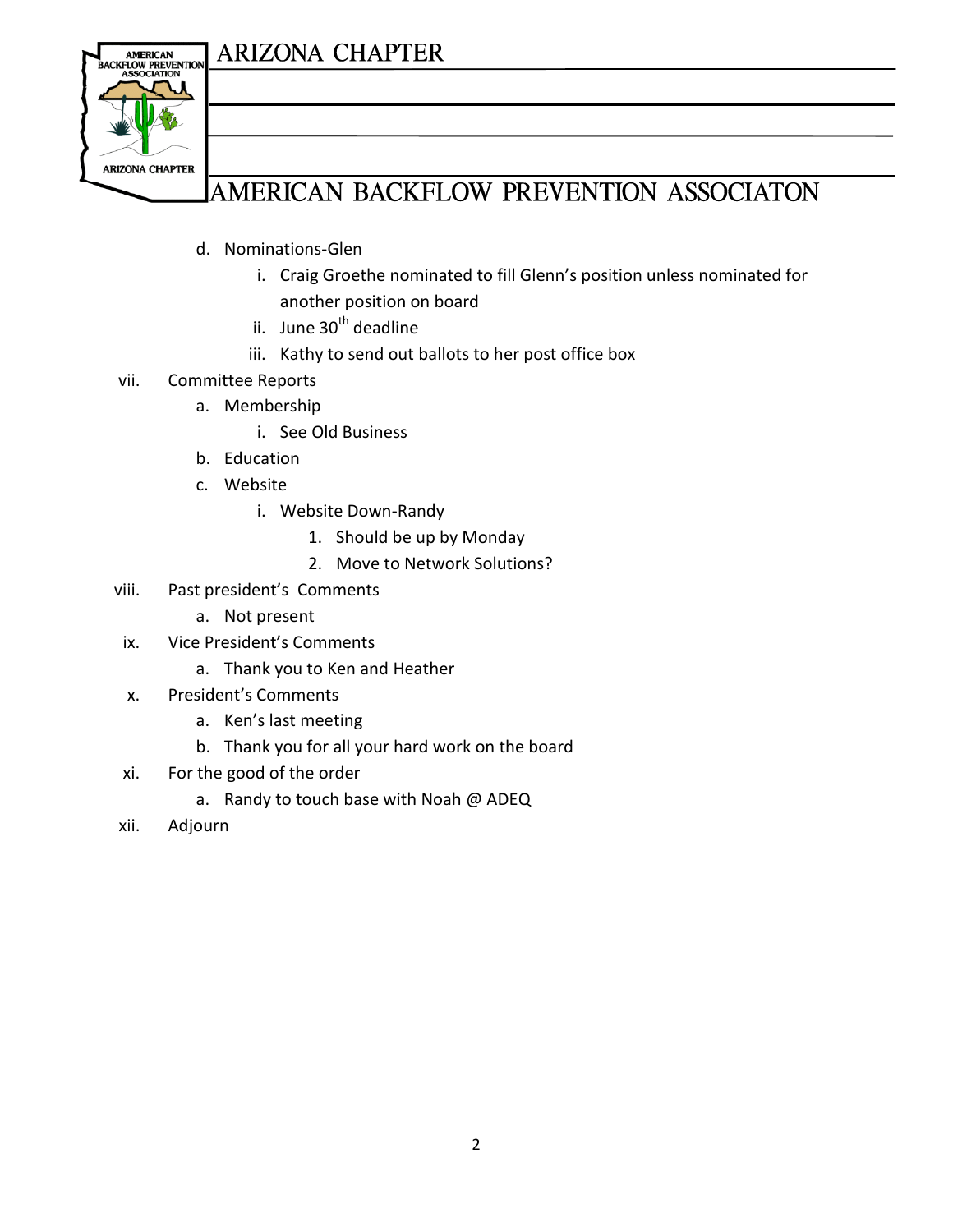ARIZONA CHAPTER

AMERICAN BACKFLOW PREVENTION ASSOCIATON

- d. Nominations-Glen
  - i. Craig Groethe nominated to fill Glenn's position unless nominated for another position on board
  - ii. June 30th deadline
  - iii. Kathy to send out ballots to her post office box

vii. Committee Reports
- a. Membership
  - i. See Old Business
- b. Education
- c. Website
  - i. Website Down-Randy
    1. Should be up by Monday
    2. Move to Network Solutions?

viii. Past president's Comments
- a. Not present

ix. Vice President's Comments
- a. Thank you to Ken and Heather

x. President's Comments
- a. Ken's last meeting
- b. Thank you for all your hard work on the board

xi. For the good of the order
- a. Randy to touch base with Noah @ ADEQ

xii. Adjourn